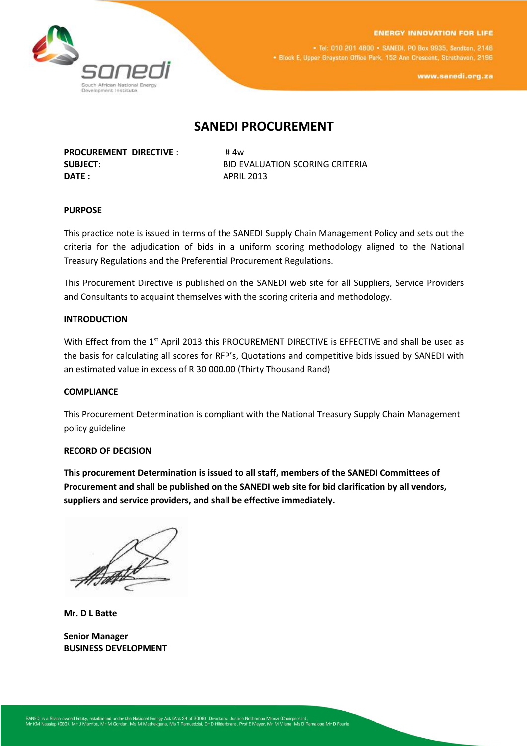# SANEDI PROCUREMENT

**PROCUREMENT DIRECTIVE** : # 4w
**SUBJECT:** BID EVALUATION SCORING CRITERIA
**DATE :** APRIL 2013

**PURPOSE**

This practice note is issued in terms of the SANEDI Supply Chain Management Policy and sets out the criteria for the adjudication of bids in a uniform scoring methodology aligned to the National Treasury Regulations and the Preferential Procurement Regulations.

This Procurement Directive is published on the SANEDI web site for all Suppliers, Service Providers and Consultants to acquaint themselves with the scoring criteria and methodology.

**INTRODUCTION**

With Effect from the 1st April 2013 this PROCUREMENT DIRECTIVE is EFFECTIVE and shall be used as the basis for calculating all scores for RFP's, Quotations and competitive bids issued by SANEDI with an estimated value in excess of R 30 000.00 (Thirty Thousand Rand)

**COMPLIANCE**

This Procurement Determination is compliant with the National Treasury Supply Chain Management policy guideline

**RECORD OF DECISION**

**This procurement Determination is issued to all staff, members of the SANEDI Committees of Procurement and shall be published on the SANEDI web site for bid clarification by all vendors, suppliers and service providers, and shall be effective immediately.**

**Mr. D L Batte**

**Senior Manager**
**BUSINESS DEVELOPMENT**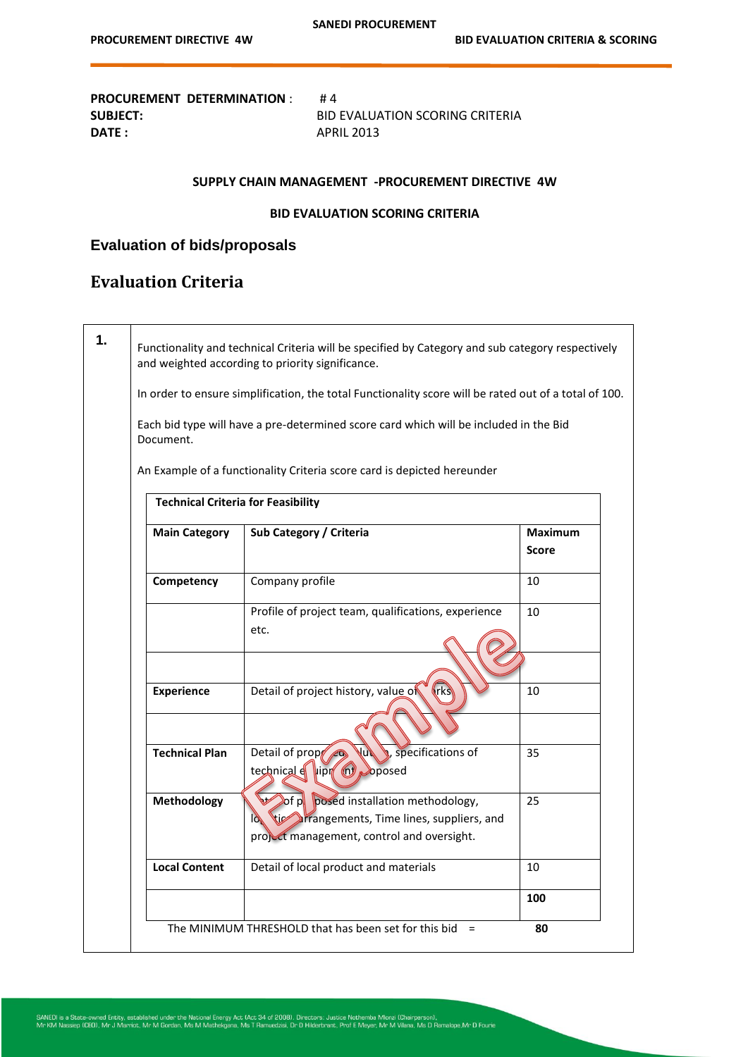PROCUREMENT DETERMINATION : # 4
SUBJECT: BID EVALUATION SCORING CRITERIA
DATE : APRIL 2013

**SUPPLY CHAIN MANAGEMENT -PROCUREMENT DIRECTIVE 4W**

**BID EVALUATION SCORING CRITERIA**

## Evaluation of bids/proposals

## Evaluation Criteria

**1.**

Functionality and technical Criteria will be specified by Category and sub category respectively and weighted according to priority significance.

In order to ensure simplification, the total Functionality score will be rated out of a total of 100.

Each bid type will have a pre-determined score card which will be included in the Bid Document.

An Example of a functionality Criteria score card is depicted hereunder

**Technical Criteria for Feasibility**

| Main Category | Sub Category / Criteria | Maximum Score |
|---|---|---|
| **Competency** | Company profile | 10 |
| | Profile of project team, qualifications, experience etc. | 10 |
| | | |
| **Experience** | Detail of project history, value of works | 10 |
| | | |
| **Technical Plan** | Detail of proposed solution, specifications of technical equipment proposed | 35 |
| **Methodology** | Detail of proposed installation methodology, logistic arrangements, Time lines, suppliers, and project management, control and oversight. | 25 |
| **Local Content** | Detail of local product and materials | 10 |
| | | **100** |

The MINIMUM THRESHOLD that has been set for this bid = **80**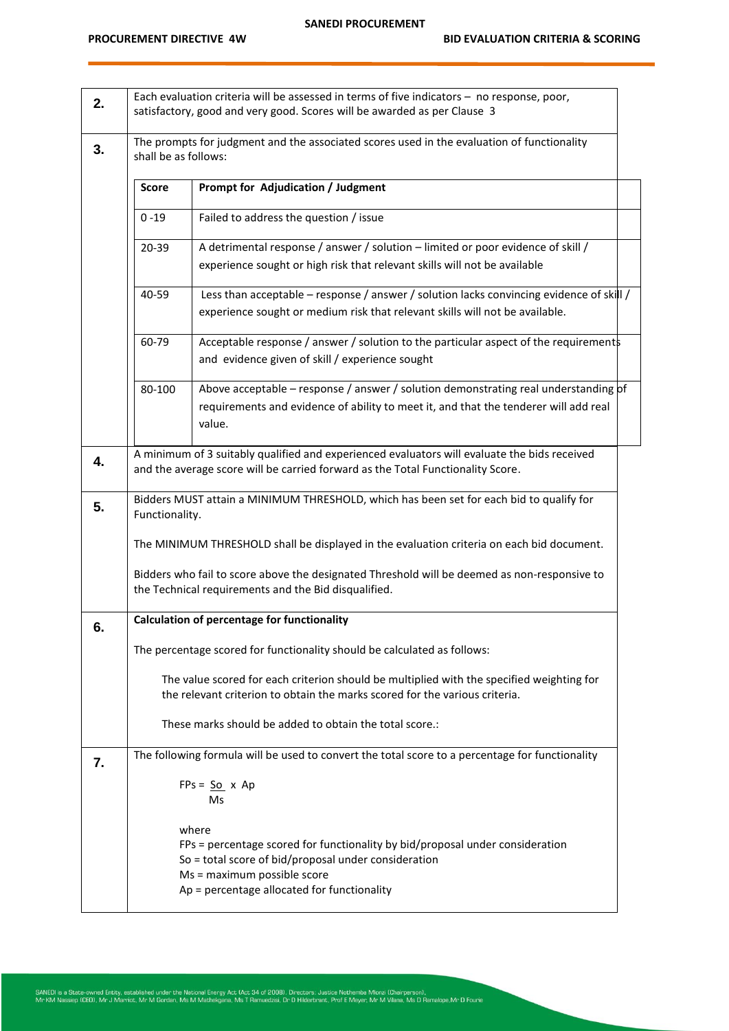| | |
|---|---|
| **2.** | Each evaluation criteria will be assessed in terms of five indicators – no response, poor, satisfactory, good and very good. Scores will be awarded as per Clause 3 |
| **3.** | The prompts for judgment and the associated scores used in the evaluation of functionality shall be as follows: |

| Score | Prompt for Adjudication / Judgment |
|---|---|
| 0 -19 | Failed to address the question / issue |
| 20-39 | A detrimental response / answer / solution – limited or poor evidence of skill / experience sought or high risk that relevant skills will not be available |
| 40-59 | Less than acceptable – response / answer / solution lacks convincing evidence of skill / experience sought or medium risk that relevant skills will not be available. |
| 60-79 | Acceptable response / answer / solution to the particular aspect of the requirements and evidence given of skill / experience sought |
| 80-100 | Above acceptable – response / answer / solution demonstrating real understanding of requirements and evidence of ability to meet it, and that the tenderer will add real value. |

| | |
|---|---|
| **4.** | A minimum of 3 suitably qualified and experienced evaluators will evaluate the bids received and the average score will be carried forward as the Total Functionality Score. |
| **5.** | Bidders MUST attain a MINIMUM THRESHOLD, which has been set for each bid to qualify for Functionality.<br><br>The MINIMUM THRESHOLD shall be displayed in the evaluation criteria on each bid document.<br><br>Bidders who fail to score above the designated Threshold will be deemed as non-responsive to the Technical requirements and the Bid disqualified. |
| **6.** | **Calculation of percentage for functionality**<br><br>The percentage scored for functionality should be calculated as follows:<br><br>The value scored for each criterion should be multiplied with the specified weighting for the relevant criterion to obtain the marks scored for the various criteria.<br><br>These marks should be added to obtain the total score.: |
| **7.** | The following formula will be used to convert the total score to a percentage for functionality |

$$FPs = \frac{So}{Ms} \times Ap$$

where

FPs = percentage scored for functionality by bid/proposal under consideration

So = total score of bid/proposal under consideration

Ms = maximum possible score

Ap = percentage allocated for functionality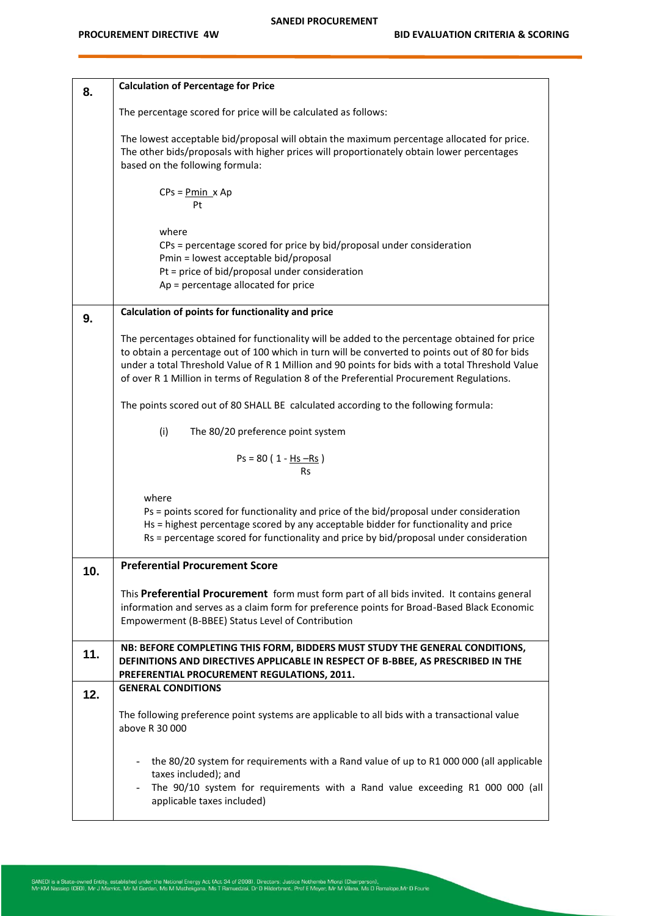| | |
|---|---|
| **8.** | **Calculation of Percentage for Price**<br><br>The percentage scored for price will be calculated as follows:<br><br>The lowest acceptable bid/proposal will obtain the maximum percentage allocated for price. The other bids/proposals with higher prices will proportionately obtain lower percentages based on the following formula:<br><br>$CPs = \frac{Pmin}{Pt} \times Ap$<br><br>where<br>CPs = percentage scored for price by bid/proposal under consideration<br>Pmin = lowest acceptable bid/proposal<br>Pt = price of bid/proposal under consideration<br>Ap = percentage allocated for price |
| **9.** | **Calculation of points for functionality and price**<br><br>The percentages obtained for functionality will be added to the percentage obtained for price to obtain a percentage out of 100 which in turn will be converted to points out of 80 for bids under a total Threshold Value of R 1 Million and 90 points for bids with a total Threshold Value of over R 1 Million in terms of Regulation 8 of the Preferential Procurement Regulations.<br><br>The points scored out of 80 SHALL BE calculated according to the following formula:<br><br>(i) The 80/20 preference point system<br><br>$Ps = 80 \left( 1 - \frac{Hs - Rs}{Rs} \right)$<br><br>where<br>Ps = points scored for functionality and price of the bid/proposal under consideration<br>Hs = highest percentage scored by any acceptable bidder for functionality and price<br>Rs = percentage scored for functionality and price by bid/proposal under consideration |
| **10.** | **Preferential Procurement Score**<br><br>This **Preferential Procurement** form must form part of all bids invited. It contains general information and serves as a claim form for preference points for Broad-Based Black Economic Empowerment (B-BBEE) Status Level of Contribution |
| **11.** | **NB: BEFORE COMPLETING THIS FORM, BIDDERS MUST STUDY THE GENERAL CONDITIONS, DEFINITIONS AND DIRECTIVES APPLICABLE IN RESPECT OF B-BBEE, AS PRESCRIBED IN THE PREFERENTIAL PROCUREMENT REGULATIONS, 2011.** |
| **12.** | **GENERAL CONDITIONS**<br><br>The following preference point systems are applicable to all bids with a transactional value above R 30 000<br><br>- the 80/20 system for requirements with a Rand value of up to R1 000 000 (all applicable taxes included); and<br>- The 90/10 system for requirements with a Rand value exceeding R1 000 000 (all applicable taxes included) |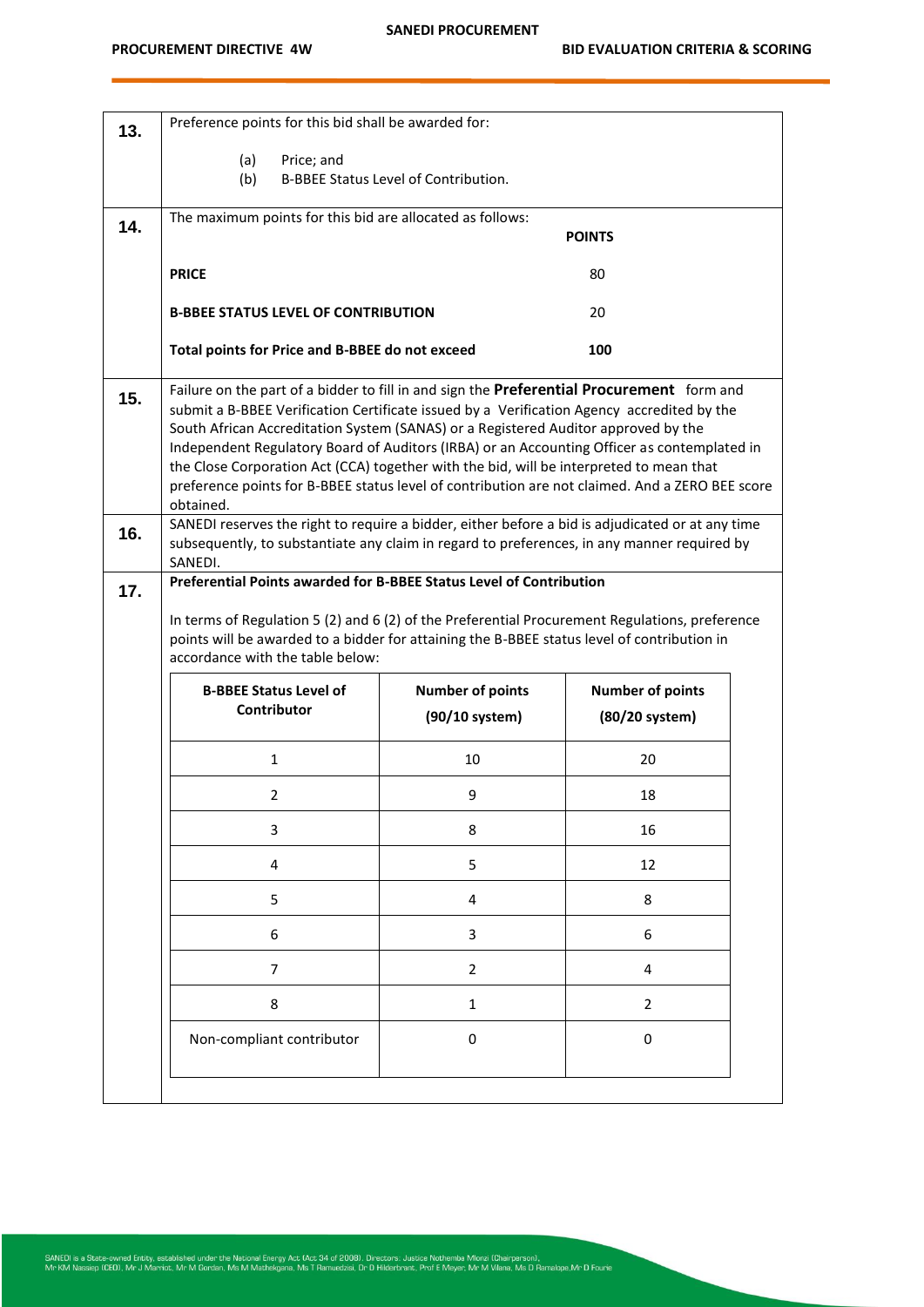**13.** Preference points for this bid shall be awarded for:

(a) Price; and
(b) B-BBEE Status Level of Contribution.

**14.** The maximum points for this bid are allocated as follows:

| | **POINTS** |
|---|---|
| **PRICE** | 80 |
| **B-BBEE STATUS LEVEL OF CONTRIBUTION** | 20 |
| **Total points for Price and B-BBEE do not exceed** | **100** |

**15.** Failure on the part of a bidder to fill in and sign the **Preferential Procurement** form and submit a B-BBEE Verification Certificate issued by a Verification Agency accredited by the South African Accreditation System (SANAS) or a Registered Auditor approved by the Independent Regulatory Board of Auditors (IRBA) or an Accounting Officer as contemplated in the Close Corporation Act (CCA) together with the bid, will be interpreted to mean that preference points for B-BBEE status level of contribution are not claimed. And a ZERO BEE score obtained.

**16.** SANEDI reserves the right to require a bidder, either before a bid is adjudicated or at any time subsequently, to substantiate any claim in regard to preferences, in any manner required by SANEDI.

**17.** **Preferential Points awarded for B-BBEE Status Level of Contribution**

In terms of Regulation 5 (2) and 6 (2) of the Preferential Procurement Regulations, preference points will be awarded to a bidder for attaining the B-BBEE status level of contribution in accordance with the table below:

| B-BBEE Status Level of Contributor | Number of points (90/10 system) | Number of points (80/20 system) |
|---|---|---|
| 1 | 10 | 20 |
| 2 | 9 | 18 |
| 3 | 8 | 16 |
| 4 | 5 | 12 |
| 5 | 4 | 8 |
| 6 | 3 | 6 |
| 7 | 2 | 4 |
| 8 | 1 | 2 |
| Non-compliant contributor | 0 | 0 |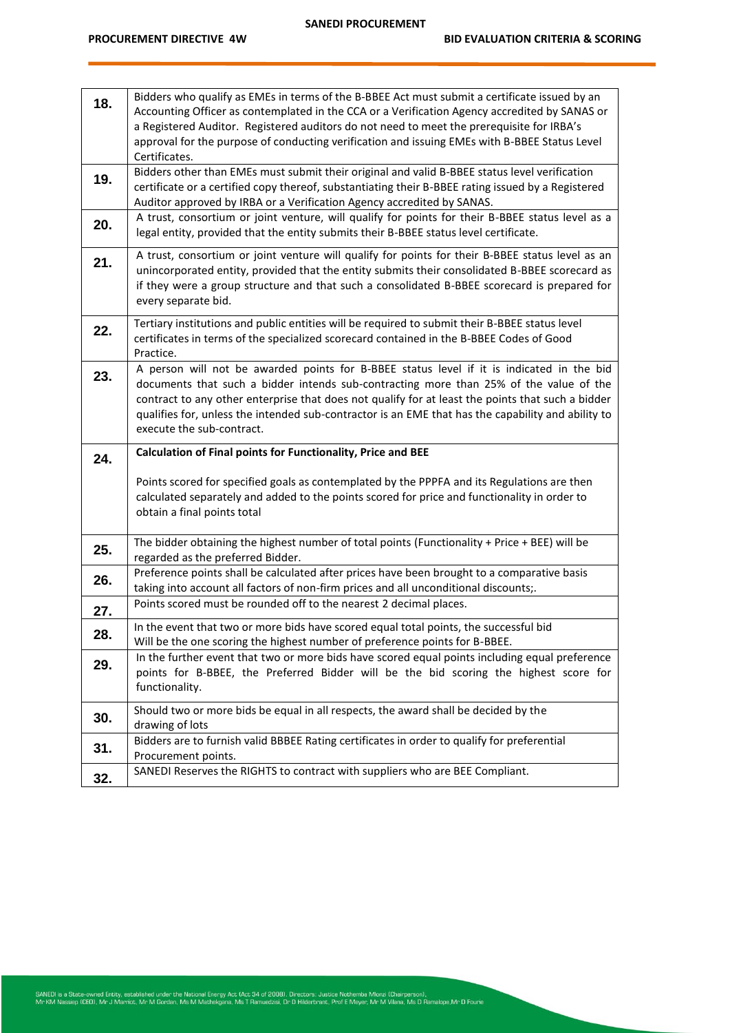| | |
|---|---|
| **18.** | Bidders who qualify as EMEs in terms of the B-BBEE Act must submit a certificate issued by an Accounting Officer as contemplated in the CCA or a Verification Agency accredited by SANAS or a Registered Auditor. Registered auditors do not need to meet the prerequisite for IRBA's approval for the purpose of conducting verification and issuing EMEs with B-BBEE Status Level Certificates. |
| **19.** | Bidders other than EMEs must submit their original and valid B-BBEE status level verification certificate or a certified copy thereof, substantiating their B-BBEE rating issued by a Registered Auditor approved by IRBA or a Verification Agency accredited by SANAS. |
| **20.** | A trust, consortium or joint venture, will qualify for points for their B-BBEE status level as a legal entity, provided that the entity submits their B-BBEE status level certificate. |
| **21.** | A trust, consortium or joint venture will qualify for points for their B-BBEE status level as an unincorporated entity, provided that the entity submits their consolidated B-BBEE scorecard as if they were a group structure and that such a consolidated B-BBEE scorecard is prepared for every separate bid. |
| **22.** | Tertiary institutions and public entities will be required to submit their B-BBEE status level certificates in terms of the specialized scorecard contained in the B-BBEE Codes of Good Practice. |
| **23.** | A person will not be awarded points for B-BBEE status level if it is indicated in the bid documents that such a bidder intends sub-contracting more than 25% of the value of the contract to any other enterprise that does not qualify for at least the points that such a bidder qualifies for, unless the intended sub-contractor is an EME that has the capability and ability to execute the sub-contract. |
| **24.** | **Calculation of Final points for Functionality, Price and BEE**<br><br>Points scored for specified goals as contemplated by the PPPFA and its Regulations are then calculated separately and added to the points scored for price and functionality in order to obtain a final points total |
| **25.** | The bidder obtaining the highest number of total points (Functionality + Price + BEE) will be regarded as the preferred Bidder. |
| **26.** | Preference points shall be calculated after prices have been brought to a comparative basis taking into account all factors of non-firm prices and all unconditional discounts;. |
| **27.** | Points scored must be rounded off to the nearest 2 decimal places. |
| **28.** | In the event that two or more bids have scored equal total points, the successful bid Will be the one scoring the highest number of preference points for B-BBEE. |
| **29.** | In the further event that two or more bids have scored equal points including equal preference points for B-BBEE, the Preferred Bidder will be the bid scoring the highest score for functionality. |
| **30.** | Should two or more bids be equal in all respects, the award shall be decided by the drawing of lots |
| **31.** | Bidders are to furnish valid BBBEE Rating certificates in order to qualify for preferential Procurement points. |
| **32.** | SANEDI Reserves the RIGHTS to contract with suppliers who are BEE Compliant. |